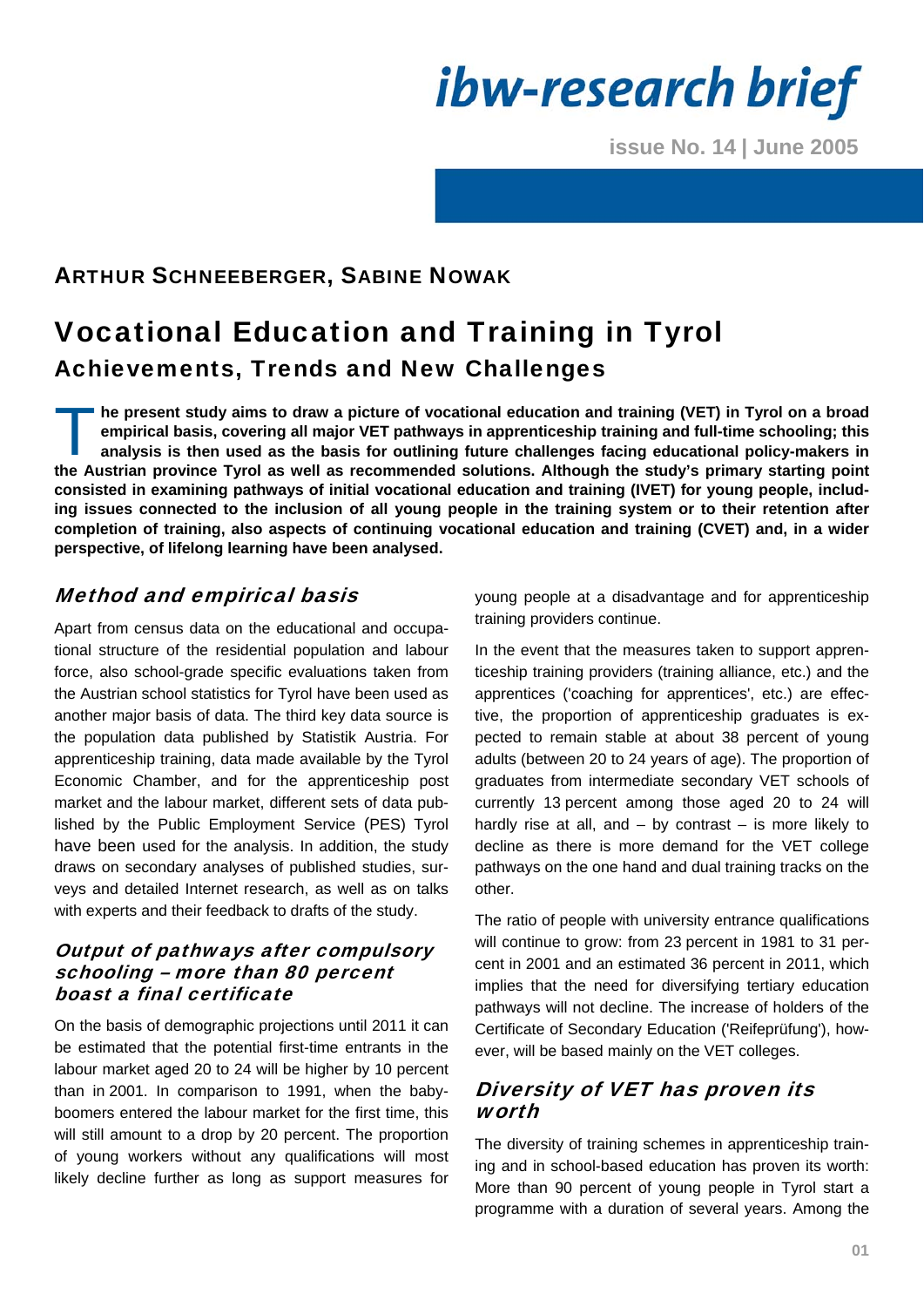ibw-research brief

issue No. 14 | June 2005

**ARTHUR SCHNEEBERGER, SABINE NOWAK**

# Vocational Education and Training in Tyrol

## Achievements, Trends and New Challenges

**The present study aims to draw a picture of vocational education and training (VET) in Tyrol on a broad empirical basis, covering all major VET pathways in apprenticeship training and full-time schooling; this analysis is then used as the basis for outlining future challenges facing educational policy-makers in the Austrian province Tyrol as well as recommended solutions. Although the study's primary starting point consisted in examining pathways of initial vocational education and training (IVET) for young people, including issues connected to the inclusion of all young people in the training system or to their retention after completion of training, also aspects of continuing vocational education and training (CVET) and, in a wider perspective, of lifelong learning have been analysed.**

### *Method and empirical basis*

Apart from census data on the educational and occupational structure of the residential population and labour force, also school-grade specific evaluations taken from the Austrian school statistics for Tyrol have been used as another major basis of data. The third key data source is the population data published by Statistik Austria. For apprenticeship training, data made available by the Tyrol Economic Chamber, and for the apprenticeship post market and the labour market, different sets of data published by the Public Employment Service (PES) Tyrol have been used for the analysis. In addition, the study draws on secondary analyses of published studies, surveys and detailed Internet research, as well as on talks with experts and their feedback to drafts of the study.

### *Output of pathways after compulsory schooling – more than 80 percent boast a final certificate*

On the basis of demographic projections until 2011 it can be estimated that the potential first-time entrants in the labour market aged 20 to 24 will be higher by 10 percent than in 2001. In comparison to 1991, when the baby-boomers entered the labour market for the first time, this will still amount to a drop by 20 percent. The proportion of young workers without any qualifications will most likely decline further as long as support measures for young people at a disadvantage and for apprenticeship training providers continue.

In the event that the measures taken to support apprenticeship training providers (training alliance, etc.) and the apprentices ('coaching for apprentices', etc.) are effective, the proportion of apprenticeship graduates is expected to remain stable at about 38 percent of young adults (between 20 to 24 years of age). The proportion of graduates from intermediate secondary VET schools of currently 13 percent among those aged 20 to 24 will hardly rise at all, and – by contrast – is more likely to decline as there is more demand for the VET college pathways on the one hand and dual training tracks on the other.

The ratio of people with university entrance qualifications will continue to grow: from 23 percent in 1981 to 31 percent in 2001 and an estimated 36 percent in 2011, which implies that the need for diversifying tertiary education pathways will not decline. The increase of holders of the Certificate of Secondary Education ('Reifeprüfung'), however, will be based mainly on the VET colleges.

### *Diversity of VET has proven its worth*

The diversity of training schemes in apprenticeship training and in school-based education has proven its worth: More than 90 percent of young people in Tyrol start a programme with a duration of several years. Among the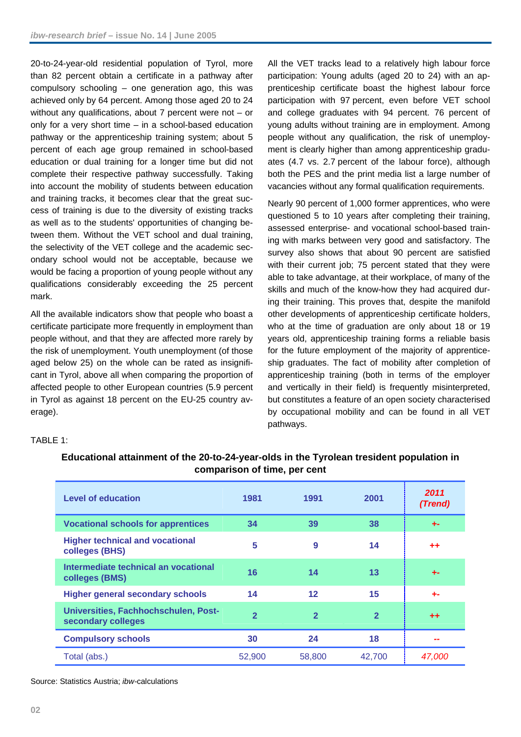20-to-24-year-old residential population of Tyrol, more than 82 percent obtain a certificate in a pathway after compulsory schooling – one generation ago, this was achieved only by 64 percent. Among those aged 20 to 24 without any qualifications, about 7 percent were not – or only for a very short time – in a school-based education pathway or the apprenticeship training system; about 5 percent of each age group remained in school-based education or dual training for a longer time but did not complete their respective pathway successfully. Taking into account the mobility of students between education and training tracks, it becomes clear that the great success of training is due to the diversity of existing tracks as well as to the students' opportunities of changing between them. Without the VET school and dual training, the selectivity of the VET college and the academic secondary school would not be acceptable, because we would be facing a proportion of young people without any qualifications considerably exceeding the 25 percent mark.

All the available indicators show that people who boast a certificate participate more frequently in employment than people without, and that they are affected more rarely by the risk of unemployment. Youth unemployment (of those aged below 25) on the whole can be rated as insignificant in Tyrol, above all when comparing the proportion of affected people to other European countries (5.9 percent in Tyrol as against 18 percent on the EU-25 country average).

All the VET tracks lead to a relatively high labour force participation: Young adults (aged 20 to 24) with an apprenticeship certificate boast the highest labour force participation with 97 percent, even before VET school and college graduates with 94 percent. 76 percent of young adults without training are in employment. Among people without any qualification, the risk of unemployment is clearly higher than among apprenticeship graduates (4.7 vs. 2.7 percent of the labour force), although both the PES and the print media list a large number of vacancies without any formal qualification requirements.

Nearly 90 percent of 1,000 former apprentices, who were questioned 5 to 10 years after completing their training, assessed enterprise- and vocational school-based training with marks between very good and satisfactory. The survey also shows that about 90 percent are satisfied with their current job; 75 percent stated that they were able to take advantage, at their workplace, of many of the skills and much of the know-how they had acquired during their training. This proves that, despite the manifold other developments of apprenticeship certificate holders, who at the time of graduation are only about 18 or 19 years old, apprenticeship training forms a reliable basis for the future employment of the majority of apprenticeship graduates. The fact of mobility after completion of apprenticeship training (both in terms of the employer and vertically in their field) is frequently misinterpreted, but constitutes a feature of an open society characterised by occupational mobility and can be found in all VET pathways.

TABLE 1:

**Educational attainment of the 20-to-24-year-olds in the Tyrolean tresident population in comparison of time, per cent**

| Level of education | 1981 | 1991 | 2001 | *2011 (Trend)* |
|---|---|---|---|---|
| **Vocational schools for apprentices** | 34 | 39 | 38 | +- |
| **Higher technical and vocational colleges (BHS)** | 5 | 9 | 14 | ++ |
| **Intermediate technical an vocational colleges (BMS)** | 16 | 14 | 13 | +- |
| **Higher general secondary schools** | 14 | 12 | 15 | +- |
| **Universities, Fachhochschulen, Post-secondary colleges** | 2 | 2 | 2 | ++ |
| **Compulsory schools** | 30 | 24 | 18 | -- |
| Total (abs.) | 52,900 | 58,800 | 42,700 | *47,000* |

Source: Statistics Austria; *ibw*-calculations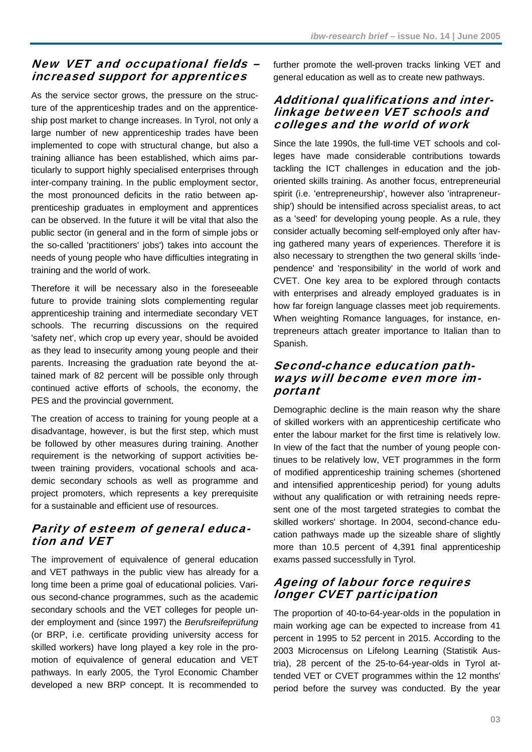## New VET and occupational fields – increased support for apprentices

As the service sector grows, the pressure on the structure of the apprenticeship trades and on the apprenticeship post market to change increases. In Tyrol, not only a large number of new apprenticeship trades have been implemented to cope with structural change, but also a training alliance has been established, which aims particularly to support highly specialised enterprises through inter-company training. In the public employment sector, the most pronounced deficits in the ratio between apprenticeship graduates in employment and apprentices can be observed. In the future it will be vital that also the public sector (in general and in the form of simple jobs or the so-called 'practitioners' jobs') takes into account the needs of young people who have difficulties integrating in training and the world of work.

Therefore it will be necessary also in the foreseeable future to provide training slots complementing regular apprenticeship training and intermediate secondary VET schools. The recurring discussions on the required 'safety net', which crop up every year, should be avoided as they lead to insecurity among young people and their parents. Increasing the graduation rate beyond the attained mark of 82 percent will be possible only through continued active efforts of schools, the economy, the PES and the provincial government.

The creation of access to training for young people at a disadvantage, however, is but the first step, which must be followed by other measures during training. Another requirement is the networking of support activities between training providers, vocational schools and academic secondary schools as well as programme and project promoters, which represents a key prerequisite for a sustainable and efficient use of resources.

## Parity of esteem of general education and VET

The improvement of equivalence of general education and VET pathways in the public view has already for a long time been a prime goal of educational policies. Various second-chance programmes, such as the academic secondary schools and the VET colleges for people under employment and (since 1997) the *Berufsreifeprüfung* (or BRP, i.e. certificate providing university access for skilled workers) have long played a key role in the promotion of equivalence of general education and VET pathways. In early 2005, the Tyrol Economic Chamber developed a new BRP concept. It is recommended to further promote the well-proven tracks linking VET and general education as well as to create new pathways.

## Additional qualifications and interlinkage between VET schools and colleges and the world of work

Since the late 1990s, the full-time VET schools and colleges have made considerable contributions towards tackling the ICT challenges in education and the job-oriented skills training. As another focus, entrepreneurial spirit (i.e. 'entrepreneurship', however also 'intrapreneurship') should be intensified across specialist areas, to act as a 'seed' for developing young people. As a rule, they consider actually becoming self-employed only after having gathered many years of experiences. Therefore it is also necessary to strengthen the two general skills 'independence' and 'responsibility' in the world of work and CVET. One key area to be explored through contacts with enterprises and already employed graduates is in how far foreign language classes meet job requirements. When weighting Romance languages, for instance, entrepreneurs attach greater importance to Italian than to Spanish.

## Second-chance education pathways will become even more important

Demographic decline is the main reason why the share of skilled workers with an apprenticeship certificate who enter the labour market for the first time is relatively low. In view of the fact that the number of young people continues to be relatively low, VET programmes in the form of modified apprenticeship training schemes (shortened and intensified apprenticeship period) for young adults without any qualification or with retraining needs represent one of the most targeted strategies to combat the skilled workers' shortage. In 2004, second-chance education pathways made up the sizeable share of slightly more than 10.5 percent of 4,391 final apprenticeship exams passed successfully in Tyrol.

## Ageing of labour force requires longer CVET participation

The proportion of 40-to-64-year-olds in the population in main working age can be expected to increase from 41 percent in 1995 to 52 percent in 2015. According to the 2003 Microcensus on Lifelong Learning (Statistik Austria), 28 percent of the 25-to-64-year-olds in Tyrol attended VET or CVET programmes within the 12 months' period before the survey was conducted. By the year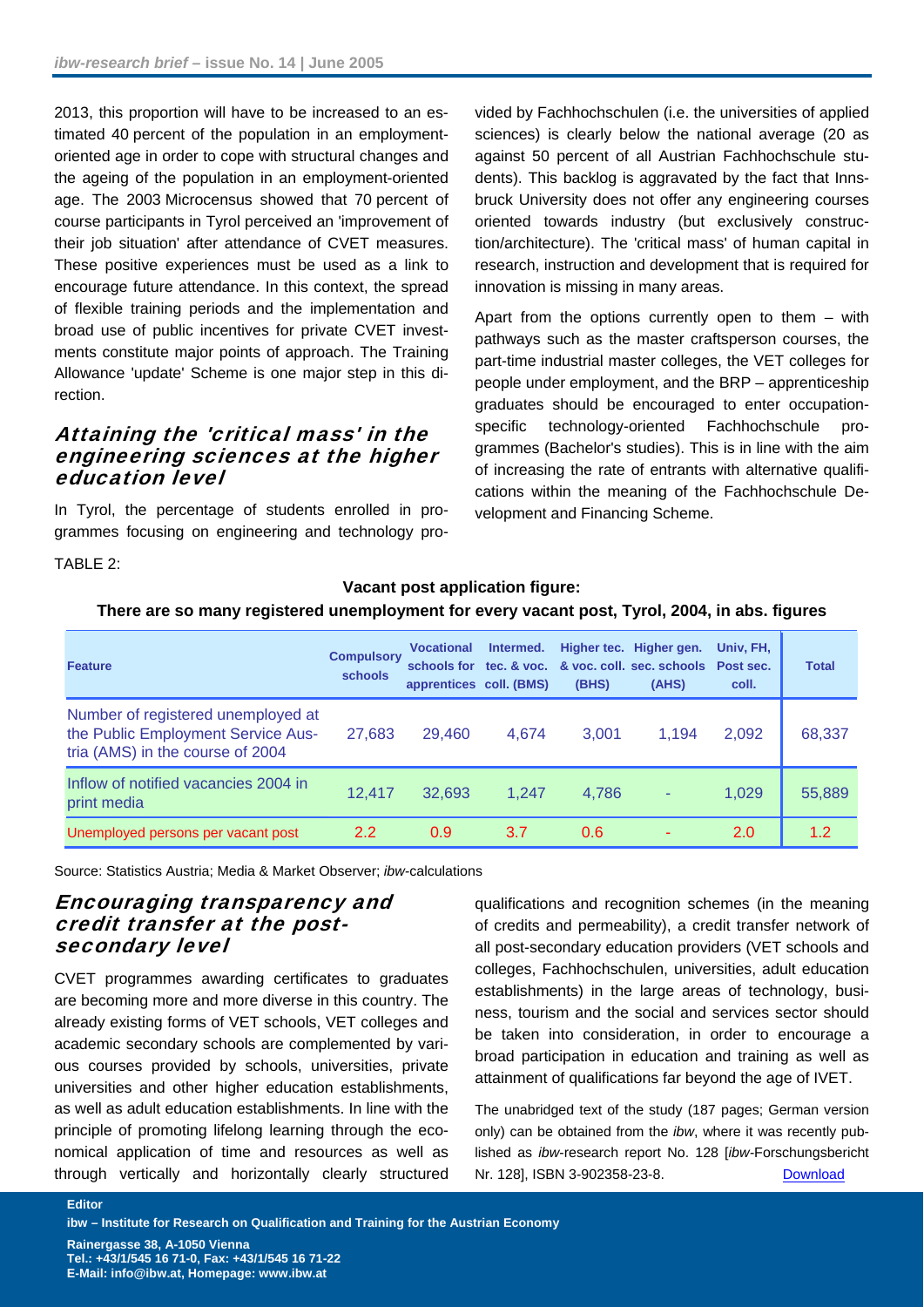2013, this proportion will have to be increased to an estimated 40 percent of the population in an employment-oriented age in order to cope with structural changes and the ageing of the population in an employment-oriented age. The 2003 Microcensus showed that 70 percent of course participants in Tyrol perceived an 'improvement of their job situation' after attendance of CVET measures. These positive experiences must be used as a link to encourage future attendance. In this context, the spread of flexible training periods and the implementation and broad use of public incentives for private CVET investments constitute major points of approach. The Training Allowance 'update' Scheme is one major step in this direction.

## Attaining the 'critical mass' in the engineering sciences at the higher education level

In Tyrol, the percentage of students enrolled in programmes focusing on engineering and technology provided by Fachhochschulen (i.e. the universities of applied sciences) is clearly below the national average (20 as against 50 percent of all Austrian Fachhochschule students). This backlog is aggravated by the fact that Innsbruck University does not offer any engineering courses oriented towards industry (but exclusively construction/architecture). The 'critical mass' of human capital in research, instruction and development that is required for innovation is missing in many areas.

Apart from the options currently open to them – with pathways such as the master craftsperson courses, the part-time industrial master colleges, the VET colleges for people under employment, and the BRP – apprenticeship graduates should be encouraged to enter occupation-specific technology-oriented Fachhochschule programmes (Bachelor's studies). This is in line with the aim of increasing the rate of entrants with alternative qualifications within the meaning of the Fachhochschule Development and Financing Scheme.

TABLE 2:

**Vacant post application figure:**
**There are so many registered unemployment for every vacant post, Tyrol, 2004, in abs. figures**

| Feature | Compulsory schools | Vocational schools for apprentices | Intermed. tec. & voc. coll. (BMS) | Higher tec. & voc. coll. (BHS) | Higher gen. sec. schools (AHS) | Univ, FH, Post sec. coll. | Total |
|---|---|---|---|---|---|---|---|
| Number of registered unemployed at the Public Employment Service Austria (AMS) in the course of 2004 | 27,683 | 29,460 | 4,674 | 3,001 | 1,194 | 2,092 | 68,337 |
| Inflow of notified vacancies 2004 in print media | 12,417 | 32,693 | 1,247 | 4,786 | - | 1,029 | 55,889 |
| Unemployed persons per vacant post | 2.2 | 0.9 | 3.7 | 0.6 | - | 2.0 | 1.2 |

Source: Statistics Austria; Media & Market Observer; *ibw*-calculations

## Encouraging transparency and credit transfer at the post-secondary level

CVET programmes awarding certificates to graduates are becoming more and more diverse in this country. The already existing forms of VET schools, VET colleges and academic secondary schools are complemented by various courses provided by schools, universities, private universities and other higher education establishments, as well as adult education establishments. In line with the principle of promoting lifelong learning through the economical application of time and resources as well as through vertically and horizontally clearly structured qualifications and recognition schemes (in the meaning of credits and permeability), a credit transfer network of all post-secondary education providers (VET schools and colleges, Fachhochschulen, universities, adult education establishments) in the large areas of technology, business, tourism and the social and services sector should be taken into consideration, in order to encourage a broad participation in education and training as well as attainment of qualifications far beyond the age of IVET.

The unabridged text of the study (187 pages; German version only) can be obtained from the *ibw*, where it was recently published as *ibw*-research report No. 128 [*ibw*-Forschungsbericht Nr. 128], ISBN 3-902358-23-8. Download

**Editor**
**ibw – Institute for Research on Qualification and Training for the Austrian Economy**
**Rainergasse 38, A-1050 Vienna**
**Tel.: +43/1/545 16 71-0, Fax: +43/1/545 16 71-22**
**E-Mail: info@ibw.at, Homepage: www.ibw.at**